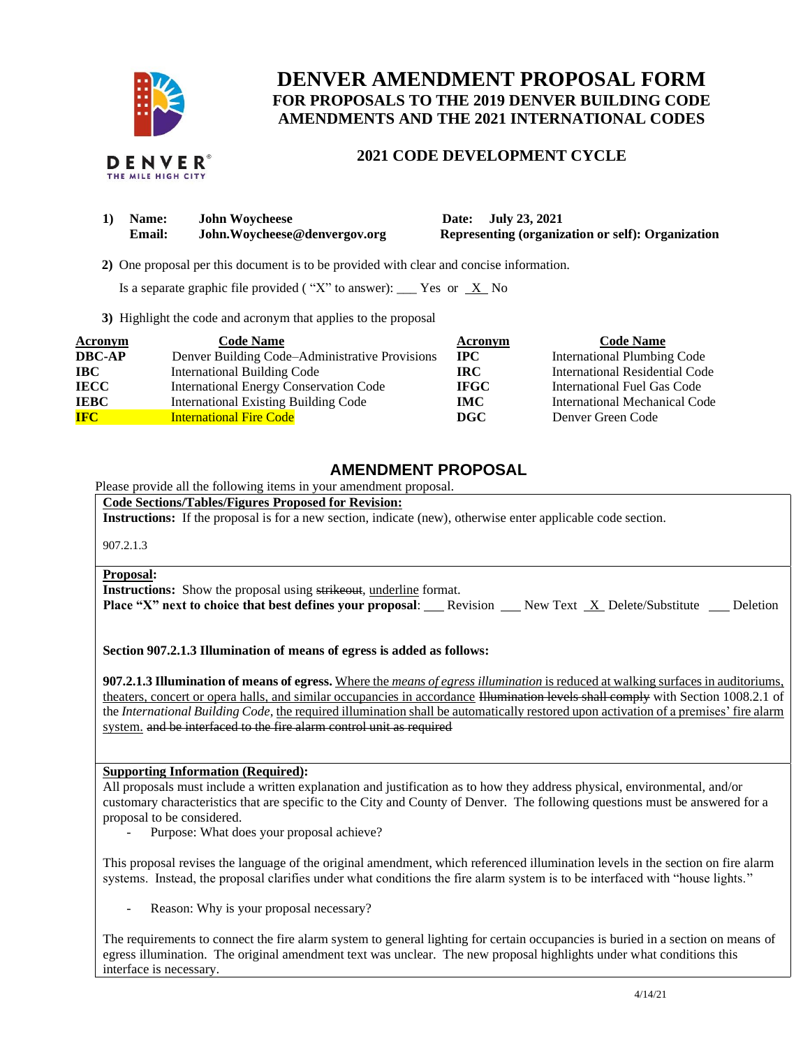# DENVER AMENDMENT PROPOSAL FORM
## FOR PROPOSALS TO THE 2019 DENVER BUILDING CODE AMENDMENTS AND THE 2021 INTERNATIONAL CODES

### 2021 CODE DEVELOPMENT CYCLE

**1) Name:** John Woycheese **Date:** July 23, 2021
**Email:** John.Woycheese@denvergov.org **Representing (organization or self):** Organization

**2)** One proposal per this document is to be provided with clear and concise information.

Is a separate graphic file provided ( "X" to answer): ___ Yes or _X_ No

**3)** Highlight the code and acronym that applies to the proposal

| Acronym | Code Name | Acronym | Code Name |
|---|---|---|---|
| **DBC-AP** | Denver Building Code–Administrative Provisions | **IPC** | International Plumbing Code |
| **IBC** | International Building Code | **IRC** | International Residential Code |
| **IECC** | International Energy Conservation Code | **IFGC** | International Fuel Gas Code |
| **IEBC** | International Existing Building Code | **IMC** | International Mechanical Code |
| **IFC** | International Fire Code | **DGC** | Denver Green Code |

## AMENDMENT PROPOSAL

Please provide all the following items in your amendment proposal.

**Code Sections/Tables/Figures Proposed for Revision:**

**Instructions:** If the proposal is for a new section, indicate (new), otherwise enter applicable code section.

907.2.1.3

**Proposal:**

**Instructions:** Show the proposal using ~~strikeout~~, <u>underline</u> format.

**Place "X" next to choice that best defines your proposal**: ___ Revision ___ New Text _X_ Delete/Substitute ___ Deletion

**Section 907.2.1.3 Illumination of means of egress is added as follows:**

**907.2.1.3 Illumination of means of egress.** <u>Where the *means of egress illumination* is reduced at walking surfaces in auditoriums, theaters, concert or opera halls, and similar occupancies in accordance</u> ~~Illumination levels shall comply~~ with Section 1008.2.1 of the *International Building Code*, <u>the required illumination shall be automatically restored upon activation of a premises' fire alarm system.</u> ~~and be interfaced to the fire alarm control unit as required~~

**Supporting Information (Required):**

All proposals must include a written explanation and justification as to how they address physical, environmental, and/or customary characteristics that are specific to the City and County of Denver. The following questions must be answered for a proposal to be considered.

- Purpose: What does your proposal achieve?

This proposal revises the language of the original amendment, which referenced illumination levels in the section on fire alarm systems. Instead, the proposal clarifies under what conditions the fire alarm system is to be interfaced with "house lights."

- Reason: Why is your proposal necessary?

The requirements to connect the fire alarm system to general lighting for certain occupancies is buried in a section on means of egress illumination. The original amendment text was unclear. The new proposal highlights under what conditions this interface is necessary.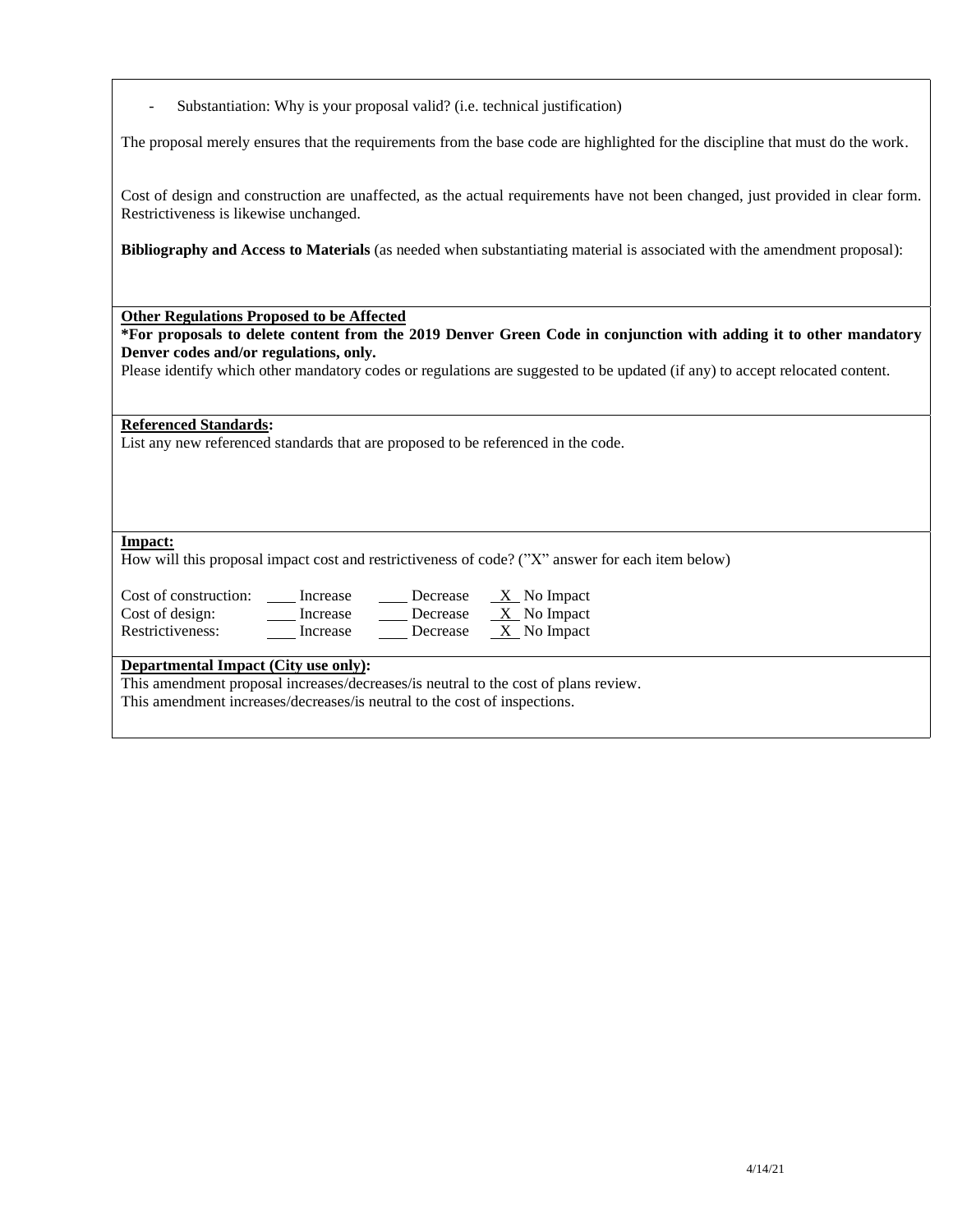- Substantiation: Why is your proposal valid? (i.e. technical justification)

The proposal merely ensures that the requirements from the base code are highlighted for the discipline that must do the work.

Cost of design and construction are unaffected, as the actual requirements have not been changed, just provided in clear form. Restrictiveness is likewise unchanged.

**Bibliography and Access to Materials** (as needed when substantiating material is associated with the amendment proposal):

**Other Regulations Proposed to be Affected**

**\*For proposals to delete content from the 2019 Denver Green Code in conjunction with adding it to other mandatory Denver codes and/or regulations, only.**

Please identify which other mandatory codes or regulations are suggested to be updated (if any) to accept relocated content.

**Referenced Standards:**

List any new referenced standards that are proposed to be referenced in the code.

**Impact:**

How will this proposal impact cost and restrictiveness of code? ("X" answer for each item below)

| | | | |
|---|---|---|---|
| Cost of construction: | ___ Increase | ___ Decrease | X No Impact |
| Cost of design: | ___ Increase | ___ Decrease | X No Impact |
| Restrictiveness: | ___ Increase | ___ Decrease | X No Impact |

**Departmental Impact (City use only):**

This amendment proposal increases/decreases/is neutral to the cost of plans review.

This amendment increases/decreases/is neutral to the cost of inspections.

4/14/21